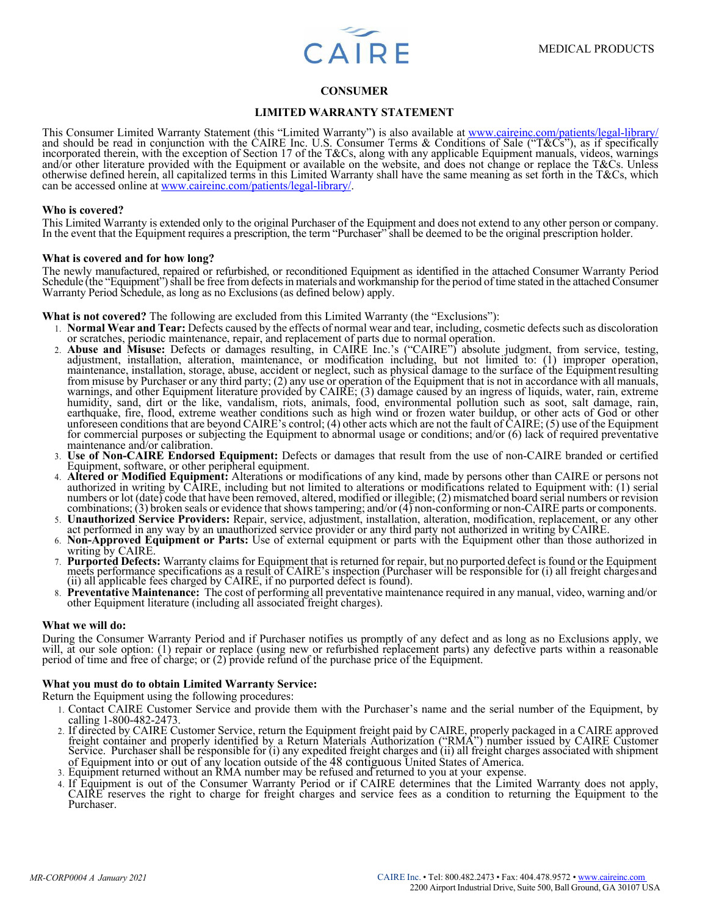MEDICAL PRODUCTS

# CONSUMER

## LIMITED WARRANTY STATEMENT

This Consumer Limited Warranty Statement (this "Limited Warranty") is also available at www.caireinc.com/patients/legal-library/ and should be read in conjunction with the CAIRE Inc. U.S. Consumer Terms & Conditions of Sale ("T&Cs"), as if specifically incorporated therein, with the exception of Section 17 of the T&Cs, along with any applicable Equipment manuals, videos, warnings and/or other literature provided with the Equipment or available on the website, and does not change or replace the T&Cs. Unless otherwise defined herein, all capitalized terms in this Limited Warranty shall have the same meaning as set forth in the T&Cs, which can be accessed online at www.caireinc.com/patients/legal-library/.

**Who is covered?**

This Limited Warranty is extended only to the original Purchaser of the Equipment and does not extend to any other person or company. In the event that the Equipment requires a prescription, the term "Purchaser" shall be deemed to be the original prescription holder.

**What is covered and for how long?**

The newly manufactured, repaired or refurbished, or reconditioned Equipment as identified in the attached Consumer Warranty Period Schedule (the "Equipment") shall be free from defects in materials and workmanship for the period of time stated in the attached Consumer Warranty Period Schedule, as long as no Exclusions (as defined below) apply.

**What is not covered?** The following are excluded from this Limited Warranty (the "Exclusions"):

1. **Normal Wear and Tear:** Defects caused by the effects of normal wear and tear, including, cosmetic defects such as discoloration or scratches, periodic maintenance, repair, and replacement of parts due to normal operation.
2. **Abuse and Misuse:** Defects or damages resulting, in CAIRE Inc.'s ("CAIRE") absolute judgment, from service, testing, adjustment, installation, alteration, maintenance, or modification including, but not limited to: (1) improper operation, maintenance, installation, storage, abuse, accident or neglect, such as physical damage to the surface of the Equipment resulting from misuse by Purchaser or any third party; (2) any use or operation of the Equipment that is not in accordance with all manuals, warnings, and other Equipment literature provided by CAIRE; (3) damage caused by an ingress of liquids, water, rain, extreme humidity, sand, dirt or the like, vandalism, riots, animals, food, environmental pollution such as soot, salt damage, rain, earthquake, fire, flood, extreme weather conditions such as high wind or frozen water buildup, or other acts of God or other unforeseen conditions that are beyond CAIRE's control; (4) other acts which are not the fault of CAIRE; (5) use of the Equipment for commercial purposes or subjecting the Equipment to abnormal usage or conditions; and/or (6) lack of required preventative maintenance and/or calibration.
3. **Use of Non-CAIRE Endorsed Equipment:** Defects or damages that result from the use of non-CAIRE branded or certified Equipment, software, or other peripheral equipment.
4. **Altered or Modified Equipment:** Alterations or modifications of any kind, made by persons other than CAIRE or persons not authorized in writing by CAIRE, including but not limited to alterations or modifications related to Equipment with: (1) serial numbers or lot (date) code that have been removed, altered, modified or illegible; (2) mismatched board serial numbers or revision combinations; (3) broken seals or evidence that shows tampering; and/or (4) non-conforming or non-CAIRE parts or components.
5. **Unauthorized Service Providers:** Repair, service, adjustment, installation, alteration, modification, replacement, or any other act performed in any way by an unauthorized service provider or any third party not authorized in writing by CAIRE.
6. **Non-Approved Equipment or Parts:** Use of external equipment or parts with the Equipment other than those authorized in writing by CAIRE.
7. **Purported Defects:** Warranty claims for Equipment that is returned for repair, but no purported defect is found or the Equipment meets performance specifications as a result of CAIRE's inspection (Purchaser will be responsible for (i) all freight charges and (ii) all applicable fees charged by CAIRE, if no purported defect is found).
8. **Preventative Maintenance:** The cost of performing all preventative maintenance required in any manual, video, warning and/or other Equipment literature (including all associated freight charges).

**What we will do:**

During the Consumer Warranty Period and if Purchaser notifies us promptly of any defect and as long as no Exclusions apply, we will, at our sole option: (1) repair or replace (using new or refurbished replacement parts) any defective parts within a reasonable period of time and free of charge; or (2) provide refund of the purchase price of the Equipment.

**What you must do to obtain Limited Warranty Service:**

Return the Equipment using the following procedures:

1. Contact CAIRE Customer Service and provide them with the Purchaser's name and the serial number of the Equipment, by calling 1-800-482-2473.
2. If directed by CAIRE Customer Service, return the Equipment freight paid by CAIRE, properly packaged in a CAIRE approved freight container and properly identified by a Return Materials Authorization ("RMA") number issued by CAIRE Customer Service. Purchaser shall be responsible for (i) any expedited freight charges and (ii) all freight charges associated with shipment of Equipment into or out of any location outside of the 48 contiguous United States of America.
3. Equipment returned without an RMA number may be refused and returned to you at your expense.
4. If Equipment is out of the Consumer Warranty Period or if CAIRE determines that the Limited Warranty does not apply, CAIRE reserves the right to charge for freight charges and service fees as a condition to returning the Equipment to the Purchaser.

*MR-CORP0004 A January 2021*

CAIRE Inc. • Tel: 800.482.2473 • Fax: 404.478.9572 • www.caireinc.com
2200 Airport Industrial Drive, Suite 500, Ball Ground, GA 30107 USA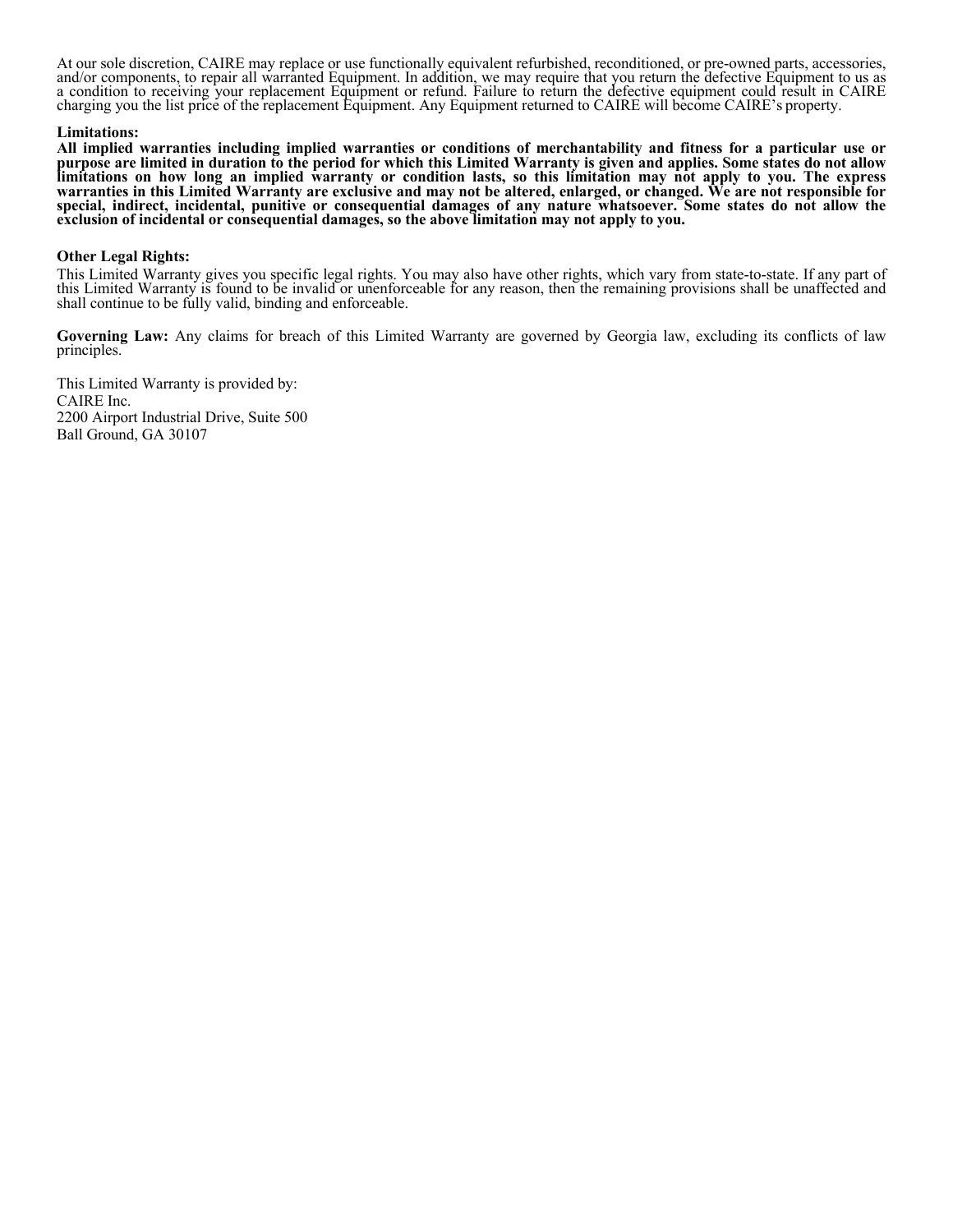At our sole discretion, CAIRE may replace or use functionally equivalent refurbished, reconditioned, or pre-owned parts, accessories, and/or components, to repair all warranted Equipment. In addition, we may require that you return the defective Equipment to us as a condition to receiving your replacement Equipment or refund. Failure to return the defective equipment could result in CAIRE charging you the list price of the replacement Equipment. Any Equipment returned to CAIRE will become CAIRE's property.

**Limitations:**

**All implied warranties including implied warranties or conditions of merchantability and fitness for a particular use or purpose are limited in duration to the period for which this Limited Warranty is given and applies. Some states do not allow limitations on how long an implied warranty or condition lasts, so this limitation may not apply to you. The express warranties in this Limited Warranty are exclusive and may not be altered, enlarged, or changed. We are not responsible for special, indirect, incidental, punitive or consequential damages of any nature whatsoever. Some states do not allow the exclusion of incidental or consequential damages, so the above limitation may not apply to you.**

**Other Legal Rights:**

This Limited Warranty gives you specific legal rights. You may also have other rights, which vary from state-to-state. If any part of this Limited Warranty is found to be invalid or unenforceable for any reason, then the remaining provisions shall be unaffected and shall continue to be fully valid, binding and enforceable.

**Governing Law:** Any claims for breach of this Limited Warranty are governed by Georgia law, excluding its conflicts of law principles.

This Limited Warranty is provided by:
CAIRE Inc.
2200 Airport Industrial Drive, Suite 500
Ball Ground, GA 30107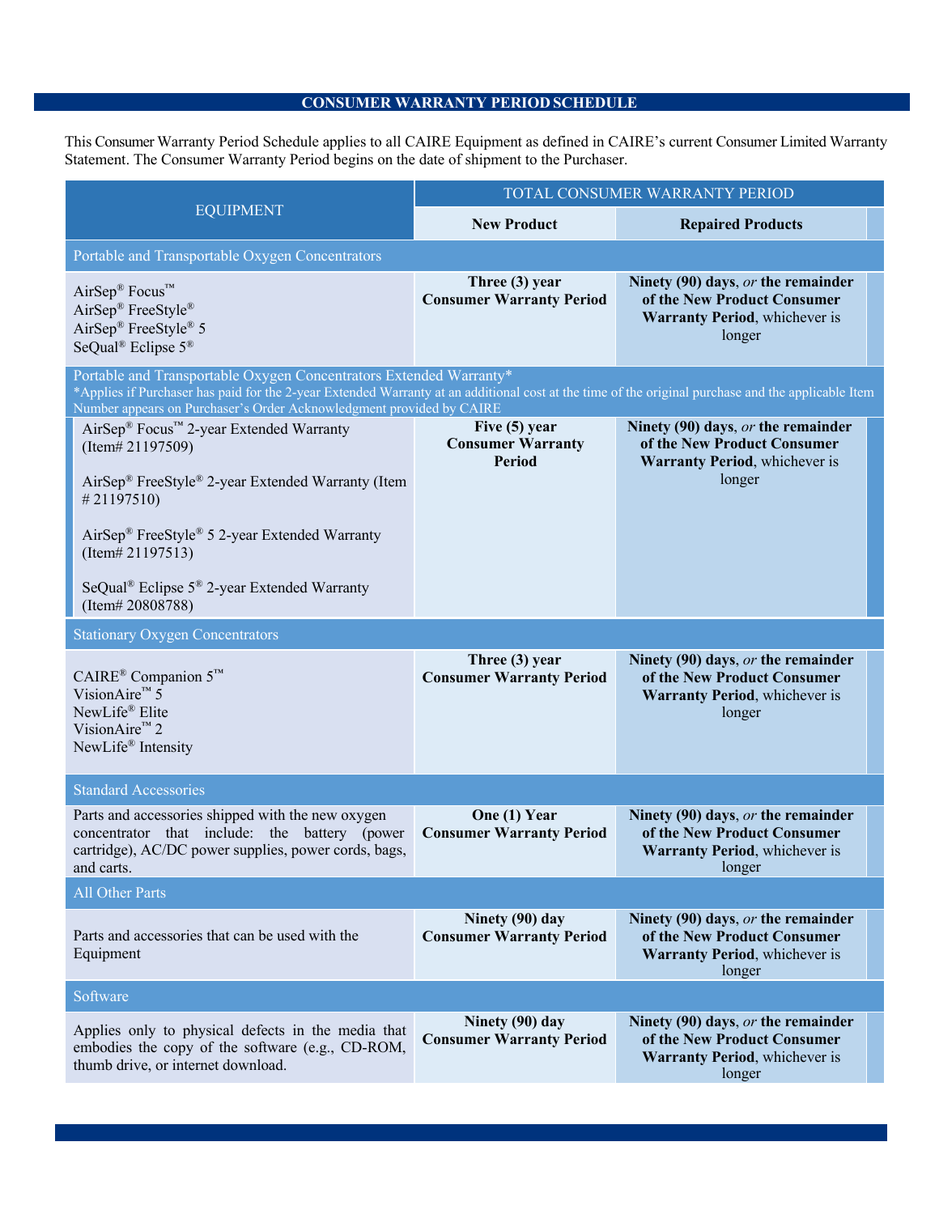## CONSUMER WARRANTY PERIOD SCHEDULE

This Consumer Warranty Period Schedule applies to all CAIRE Equipment as defined in CAIRE's current Consumer Limited Warranty Statement. The Consumer Warranty Period begins on the date of shipment to the Purchaser.

| EQUIPMENT | TOTAL CONSUMER WARRANTY PERIOD | |
|---|---|---|
| | **New Product** | **Repaired Products** |
| Portable and Transportable Oxygen Concentrators | | |
| AirSep® Focus™<br>AirSep® FreeStyle®<br>AirSep® FreeStyle® 5<br>SeQual® Eclipse 5® | **Three (3) year Consumer Warranty Period** | **Ninety (90) days**, *or* **the remainder of the New Product Consumer Warranty Period**, whichever is longer |
| Portable and Transportable Oxygen Concentrators Extended Warranty*<br>*Applies if Purchaser has paid for the 2-year Extended Warranty at an additional cost at the time of the original purchase and the applicable Item Number appears on Purchaser's Order Acknowledgment provided by CAIRE | | |
| AirSep® Focus™ 2-year Extended Warranty (Item# 21197509)<br><br>AirSep® FreeStyle® 2-year Extended Warranty (Item # 21197510)<br><br>AirSep® FreeStyle® 5 2-year Extended Warranty (Item# 21197513)<br><br>SeQual® Eclipse 5® 2-year Extended Warranty (Item# 20808788) | **Five (5) year Consumer Warranty Period** | **Ninety (90) days**, *or* **the remainder of the New Product Consumer Warranty Period**, whichever is longer |
| Stationary Oxygen Concentrators | | |
| CAIRE® Companion 5™<br>VisionAire™ 5<br>NewLife® Elite<br>VisionAire™ 2<br>NewLife® Intensity | **Three (3) year Consumer Warranty Period** | **Ninety (90) days**, *or* **the remainder of the New Product Consumer Warranty Period**, whichever is longer |
| Standard Accessories | | |
| Parts and accessories shipped with the new oxygen concentrator that include: the battery (power cartridge), AC/DC power supplies, power cords, bags, and carts. | **One (1) Year Consumer Warranty Period** | **Ninety (90) days**, *or* **the remainder of the New Product Consumer Warranty Period**, whichever is longer |
| All Other Parts | | |
| Parts and accessories that can be used with the Equipment | **Ninety (90) day Consumer Warranty Period** | **Ninety (90) days**, *or* **the remainder of the New Product Consumer Warranty Period**, whichever is longer |
| Software | | |
| Applies only to physical defects in the media that embodies the copy of the software (e.g., CD-ROM, thumb drive, or internet download. | **Ninety (90) day Consumer Warranty Period** | **Ninety (90) days**, *or* **the remainder of the New Product Consumer Warranty Period**, whichever is longer |